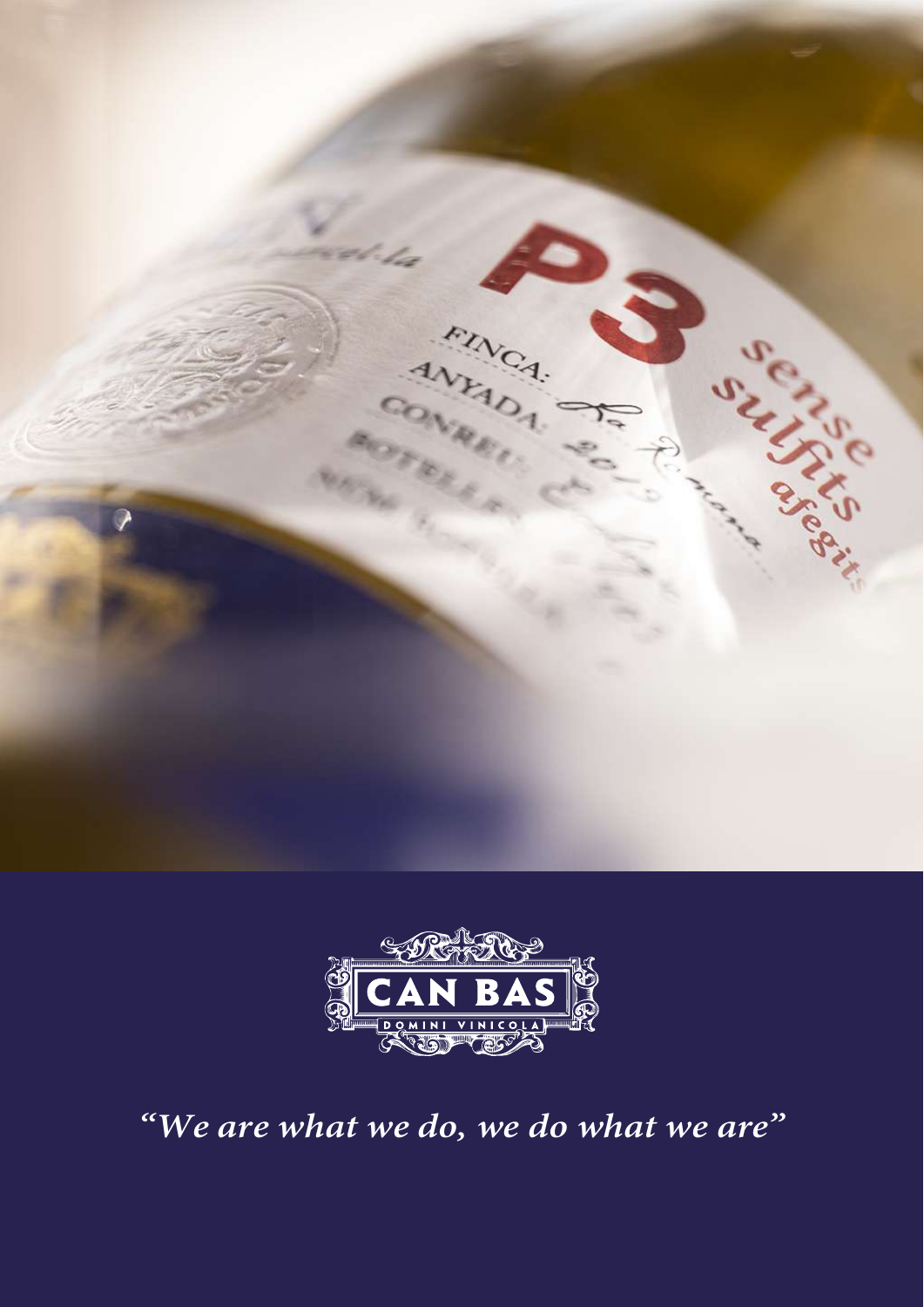CAN BAS

DOMINI VINICOLA

*"We are what we do, we do what we are"*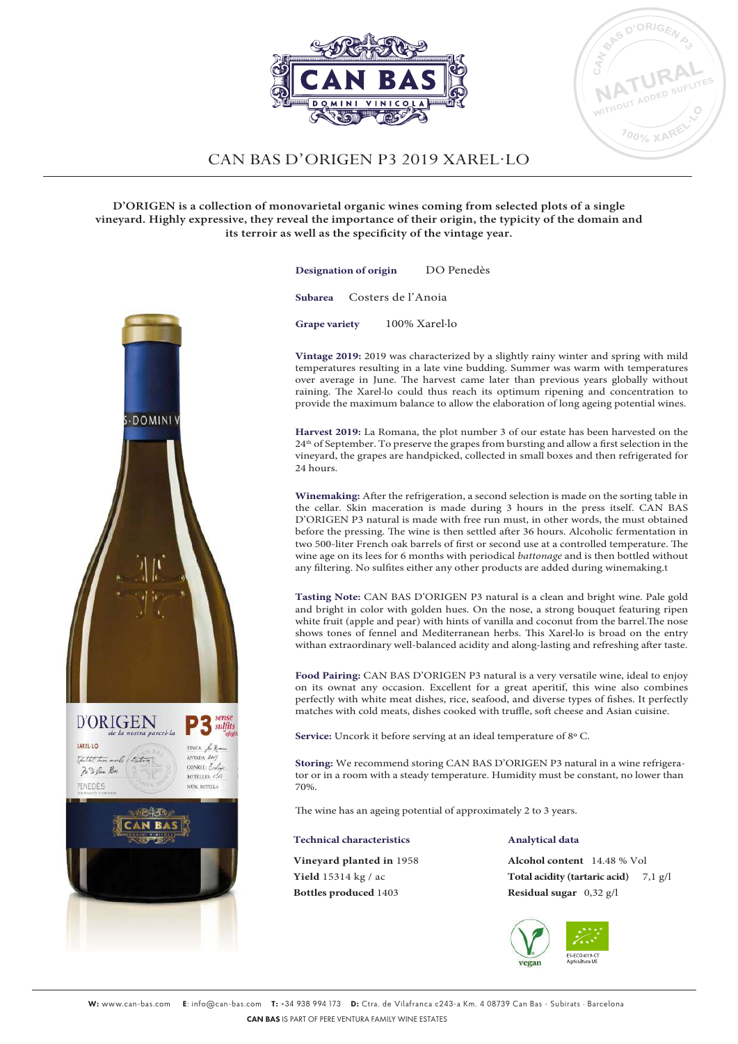# CAN BAS D'ORIGEN P3 2019 XAREL·LO

**D'ORIGEN is a collection of monovarietal organic wines coming from selected plots of a single vineyard. Highly expressive, they reveal the importance of their origin, the typicity of the domain and its terroir as well as the specificity of the vintage year.**

**Designation of origin** DO Penedès

**Subarea** Costers de l'Anoia

**Grape variety** 100% Xarel·lo

**Vintage 2019:** 2019 was characterized by a slightly rainy winter and spring with mild temperatures resulting in a late vine budding. Summer was warm with temperatures over average in June. The harvest came later than previous years globally without raining. The Xarel·lo could thus reach its optimum ripening and concentration to provide the maximum balance to allow the elaboration of long ageing potential wines.

**Harvest 2019:** La Romana, the plot number 3 of our estate has been harvested on the 24th of September. To preserve the grapes from bursting and allow a first selection in the vineyard, the grapes are handpicked, collected in small boxes and then refrigerated for 24 hours.

**Winemaking:** After the refrigeration, a second selection is made on the sorting table in the cellar. Skin maceration is made during 3 hours in the press itself. CAN BAS D'ORIGEN P3 natural is made with free run must, in other words, the must obtained before the pressing. The wine is then settled after 36 hours. Alcoholic fermentation in two 500-liter French oak barrels of first or second use at a controlled temperature. The wine age on its lees for 6 months with periodical *battonage* and is then bottled without any filtering. No sulfites either any other products are added during winemaking.t

**Tasting Note:** CAN BAS D'ORIGEN P3 natural is a clean and bright wine. Pale gold and bright in color with golden hues. On the nose, a strong bouquet featuring ripen white fruit (apple and pear) with hints of vanilla and coconut from the barrel.The nose shows tones of fennel and Mediterranean herbs. This Xarel·lo is broad on the entry withan extraordinary well-balanced acidity and along-lasting and refreshing after taste.

**Food Pairing:** CAN BAS D'ORIGEN P3 natural is a very versatile wine, ideal to enjoy on its ownat any occasion. Excellent for a great aperitif, this wine also combines perfectly with white meat dishes, rice, seafood, and diverse types of fishes. It perfectly matches with cold meats, dishes cooked with truffle, soft cheese and Asian cuisine.

**Service:** Uncork it before serving at an ideal temperature of 8º C.

**Storing:** We recommend storing CAN BAS D'ORIGEN P3 natural in a wine refrigerator or in a room with a steady temperature. Humidity must be constant, no lower than 70%.

The wine has an ageing potential of approximately 2 to 3 years.

**Technical characteristics**

**Vineyard planted in** 1958
**Yield** 15314 kg / ac
**Bottles produced** 1403

**Analytical data**

**Alcohol content** 14.48 % Vol
**Total acidity (tartaric acid)** 7,1 g/l
**Residual sugar** 0,32 g/l

**W:** www.can-bas.com **E**: info@can-bas.com **T:** +34 938 994 173 **D:** Ctra. de Vilafranca c243-a Km. 4 08739 Can Bas - Subirats · Barcelona

**CAN BAS** IS PART OF PERE VENTURA FAMILY WINE ESTATES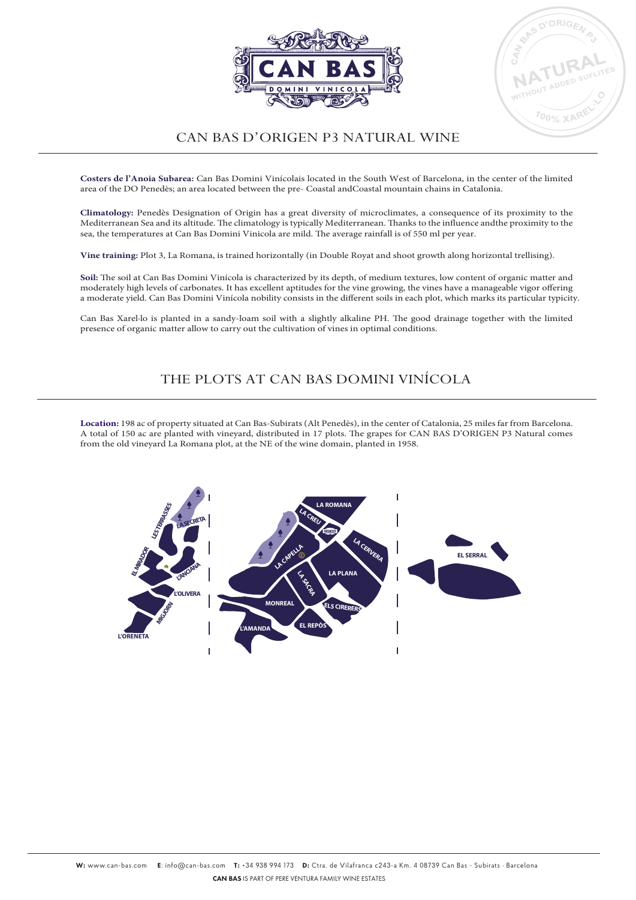# CAN BAS D'ORIGEN P3 NATURAL WINE

**Costers de l'Anoia Subarea:** Can Bas Domini Vinícolais located in the South West of Barcelona, in the center of the limited area of the DO Penedès; an area located between the pre- Coastal andCoastal mountain chains in Catalonia.

**Climatology:** Penedès Designation of Origin has a great diversity of microclimates, a consequence of its proximity to the Mediterranean Sea and its altitude. The climatology is typically Mediterranean. Thanks to the influence andthe proximity to the sea, the temperatures at Can Bas Domini Vinicola are mild. The average rainfall is of 550 ml per year.

**Vine training:** Plot 3, La Romana, is trained horizontally (in Double Royat and shoot growth along horizontal trellising).

**Soil:** The soil at Can Bas Domini Vinícola is characterized by its depth, of medium textures, low content of organic matter and moderately high levels of carbonates. It has excellent aptitudes for the vine growing, the vines have a manageable vigor offering a moderate yield. Can Bas Domini Vinícola nobility consists in the different soils in each plot, which marks its particular typicity.

Can Bas Xarel·lo is planted in a sandy-loam soil with a slightly alkaline PH. The good drainage together with the limited presence of organic matter allow to carry out the cultivation of vines in optimal conditions.

# THE PLOTS AT CAN BAS DOMINI VINÍCOLA

**Location:** 198 ac of property situated at Can Bas-Subirats (Alt Penedès), in the center of Catalonia, 25 miles far from Barcelona. A total of 150 ac are planted with vineyard, distributed in 17 plots. The grapes for CAN BAS D'ORIGEN P3 Natural comes from the old vineyard La Romana plot, at the NE of the wine domain, planted in 1958.

LES TERRASSES
LA SECRETA
EL MIRADOR
L'ANCIANA
L'OLIVERA
MIGJORN
L'ORENETA
LA ROMANA
LA CREU
LA CAPELLA
LA CERVERA
LA PLANA
LA SACRA
MONREAL
ELS CIRERERS
EL REPÒS
L'AMANDA
EL SERRAL

**W:** www.can-bas.com **E**: info@can-bas.com **T:** +34 938 994 173 **D:** Ctra. de Vilafranca c243-a Km. 4 08739 Can Bas - Subirats · Barcelona

**CAN BAS** IS PART OF PERE VENTURA FAMILY WINE ESTATES